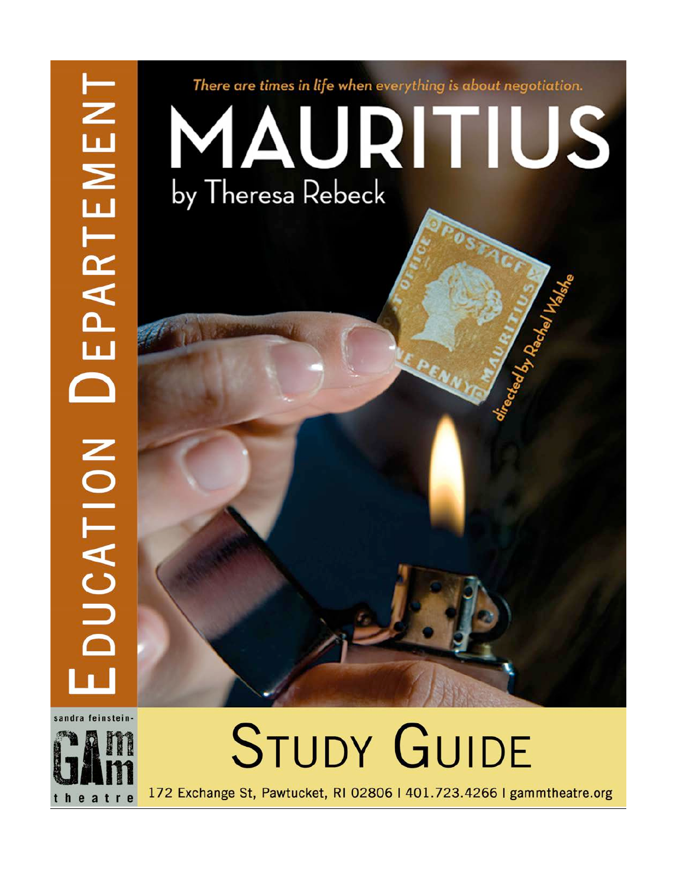# Education Department

*There are times in life when everything is about negotiation.*

# MAURITIUS

by Theresa Rebeck

directed by Rachel Walshe

sandra feinstein-GAMM theatre

# Study Guide

172 Exchange St, Pawtucket, RI 02806 | 401.723.4266 | gammtheatre.org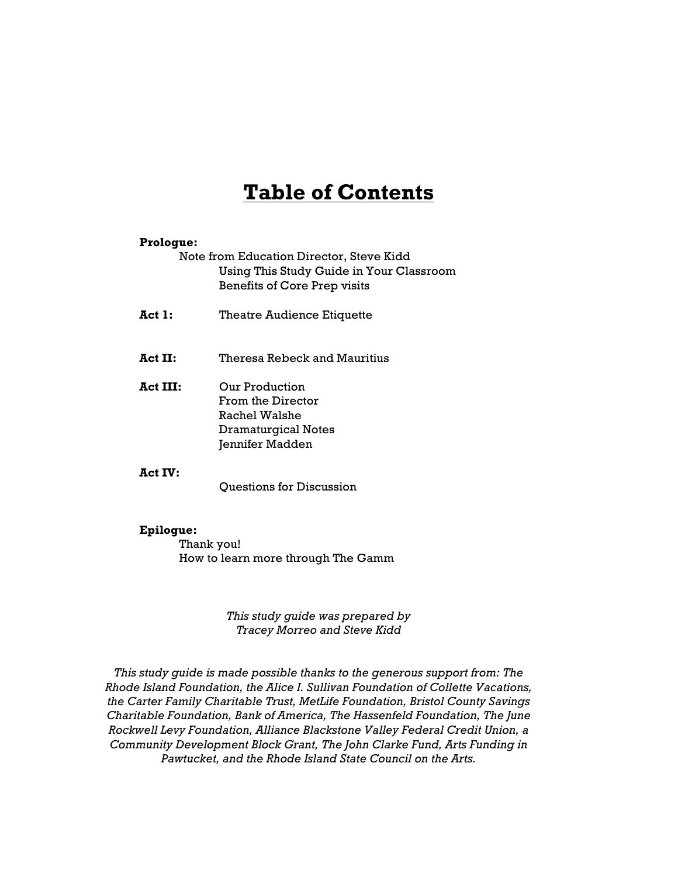# <u>Table of Contents</u>

**Prologue:**

Note from Education Director, Steve Kidd

- Using This Study Guide in Your Classroom
- Benefits of Core Prep visits

**Act 1:** Theatre Audience Etiquette

**Act II:** Theresa Rebeck and Mauritius

**Act III:** Our Production

- From the Director
- Rachel Walshe
- Dramaturgical Notes
- Jennifer Madden

**Act IV:**

- Questions for Discussion

**Epilogue:**

- Thank you!
- How to learn more through The Gamm

*This study guide was prepared by Tracey Morreo and Steve Kidd*

*This study guide is made possible thanks to the generous support from: The Rhode Island Foundation, the Alice I. Sullivan Foundation of Collette Vacations, the Carter Family Charitable Trust, MetLife Foundation, Bristol County Savings Charitable Foundation, Bank of America, The Hassenfeld Foundation, The June Rockwell Levy Foundation, Alliance Blackstone Valley Federal Credit Union, a Community Development Block Grant, The John Clarke Fund, Arts Funding in Pawtucket, and the Rhode Island State Council on the Arts.*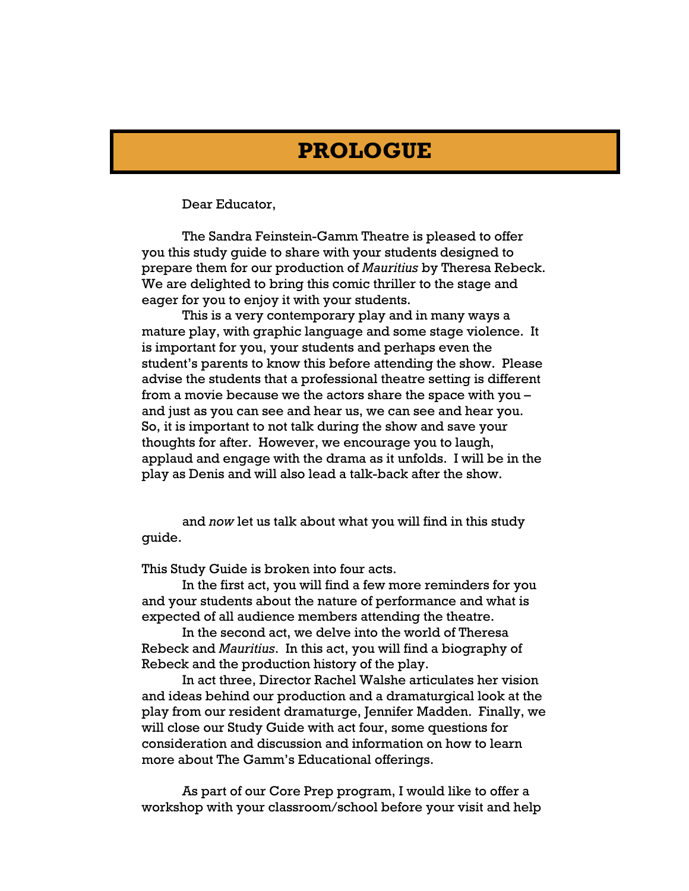# PROLOGUE

Dear Educator,

The Sandra Feinstein-Gamm Theatre is pleased to offer you this study guide to share with your students designed to prepare them for our production of *Mauritius* by Theresa Rebeck. We are delighted to bring this comic thriller to the stage and eager for you to enjoy it with your students.

This is a very contemporary play and in many ways a mature play, with graphic language and some stage violence. It is important for you, your students and perhaps even the student's parents to know this before attending the show. Please advise the students that a professional theatre setting is different from a movie because we the actors share the space with you – and just as you can see and hear us, we can see and hear you. So, it is important to not talk during the show and save your thoughts for after. However, we encourage you to laugh, applaud and engage with the drama as it unfolds. I will be in the play as Denis and will also lead a talk-back after the show.

and *now* let us talk about what you will find in this study guide.

This Study Guide is broken into four acts.

In the first act, you will find a few more reminders for you and your students about the nature of performance and what is expected of all audience members attending the theatre.

In the second act, we delve into the world of Theresa Rebeck and *Mauritius*. In this act, you will find a biography of Rebeck and the production history of the play.

In act three, Director Rachel Walshe articulates her vision and ideas behind our production and a dramaturgical look at the play from our resident dramaturge, Jennifer Madden. Finally, we will close our Study Guide with act four, some questions for consideration and discussion and information on how to learn more about The Gamm's Educational offerings.

As part of our Core Prep program, I would like to offer a workshop with your classroom/school before your visit and help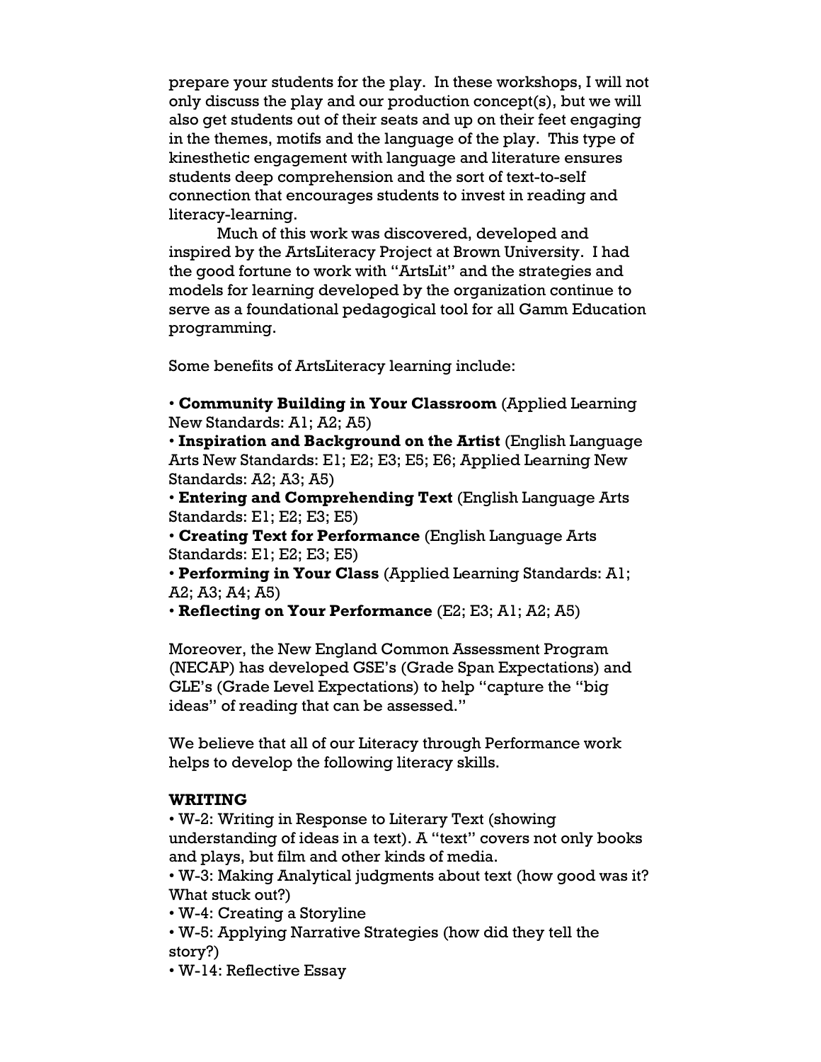prepare your students for the play. In these workshops, I will not only discuss the play and our production concept(s), but we will also get students out of their seats and up on their feet engaging in the themes, motifs and the language of the play. This type of kinesthetic engagement with language and literature ensures students deep comprehension and the sort of text-to-self connection that encourages students to invest in reading and literacy-learning.

Much of this work was discovered, developed and inspired by the ArtsLiteracy Project at Brown University. I had the good fortune to work with "ArtsLit" and the strategies and models for learning developed by the organization continue to serve as a foundational pedagogical tool for all Gamm Education programming.

Some benefits of ArtsLiteracy learning include:

- **Community Building in Your Classroom** (Applied Learning New Standards: A1; A2; A5)
- **Inspiration and Background on the Artist** (English Language Arts New Standards: E1; E2; E3; E5; E6; Applied Learning New Standards: A2; A3; A5)
- **Entering and Comprehending Text** (English Language Arts Standards: E1; E2; E3; E5)
- **Creating Text for Performance** (English Language Arts Standards: E1; E2; E3; E5)
- **Performing in Your Class** (Applied Learning Standards: A1; A2; A3; A4; A5)
- **Reflecting on Your Performance** (E2; E3; A1; A2; A5)

Moreover, the New England Common Assessment Program (NECAP) has developed GSE's (Grade Span Expectations) and GLE's (Grade Level Expectations) to help "capture the "big ideas" of reading that can be assessed."

We believe that all of our Literacy through Performance work helps to develop the following literacy skills.

**WRITING**

- W-2: Writing in Response to Literary Text (showing understanding of ideas in a text). A "text" covers not only books and plays, but film and other kinds of media.
- W-3: Making Analytical judgments about text (how good was it? What stuck out?)
- W-4: Creating a Storyline
- W-5: Applying Narrative Strategies (how did they tell the story?)
- W-14: Reflective Essay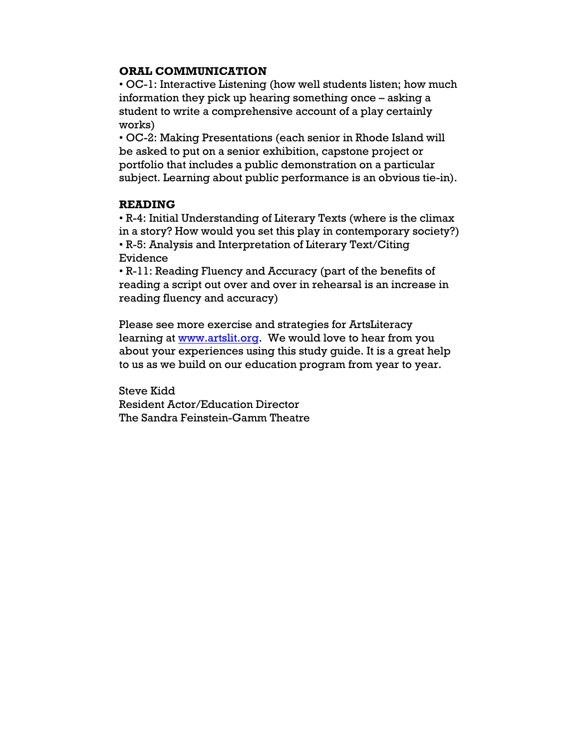**ORAL COMMUNICATION**

• OC-1: Interactive Listening (how well students listen; how much information they pick up hearing something once – asking a student to write a comprehensive account of a play certainly works)

• OC-2: Making Presentations (each senior in Rhode Island will be asked to put on a senior exhibition, capstone project or portfolio that includes a public demonstration on a particular subject. Learning about public performance is an obvious tie-in).

**READING**

• R-4: Initial Understanding of Literary Texts (where is the climax in a story? How would you set this play in contemporary society?)

• R-5: Analysis and Interpretation of Literary Text/Citing Evidence

• R-11: Reading Fluency and Accuracy (part of the benefits of reading a script out over and over in rehearsal is an increase in reading fluency and accuracy)

Please see more exercise and strategies for ArtsLiteracy learning at [www.artslit.org](http://www.artslit.org). We would love to hear from you about your experiences using this study guide. It is a great help to us as we build on our education program from year to year.

Steve Kidd
Resident Actor/Education Director
The Sandra Feinstein-Gamm Theatre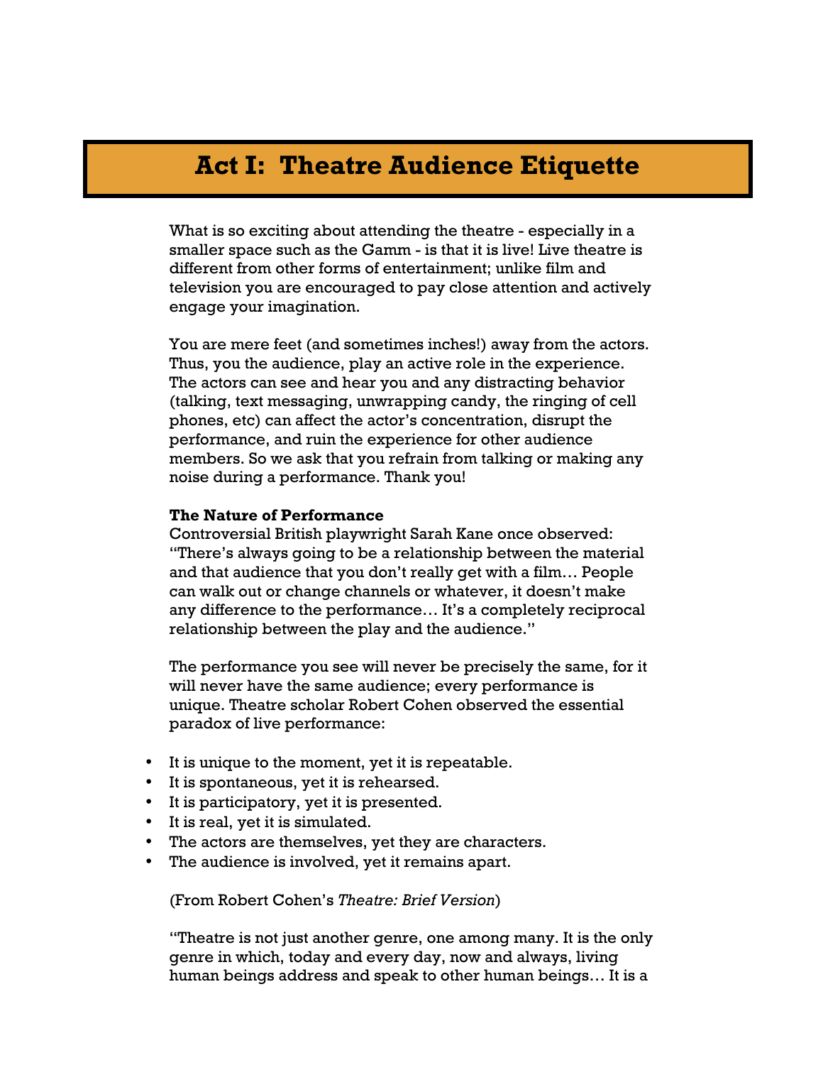# Act I: Theatre Audience Etiquette

What is so exciting about attending the theatre - especially in a smaller space such as the Gamm - is that it is live! Live theatre is different from other forms of entertainment; unlike film and television you are encouraged to pay close attention and actively engage your imagination.

You are mere feet (and sometimes inches!) away from the actors. Thus, you the audience, play an active role in the experience. The actors can see and hear you and any distracting behavior (talking, text messaging, unwrapping candy, the ringing of cell phones, etc) can affect the actor's concentration, disrupt the performance, and ruin the experience for other audience members. So we ask that you refrain from talking or making any noise during a performance. Thank you!

**The Nature of Performance**

Controversial British playwright Sarah Kane once observed: "There's always going to be a relationship between the material and that audience that you don't really get with a film… People can walk out or change channels or whatever, it doesn't make any difference to the performance… It's a completely reciprocal relationship between the play and the audience."

The performance you see will never be precisely the same, for it will never have the same audience; every performance is unique. Theatre scholar Robert Cohen observed the essential paradox of live performance:

- It is unique to the moment, yet it is repeatable.
- It is spontaneous, yet it is rehearsed.
- It is participatory, yet it is presented.
- It is real, yet it is simulated.
- The actors are themselves, yet they are characters.
- The audience is involved, yet it remains apart.

(From Robert Cohen's *Theatre: Brief Version*)

"Theatre is not just another genre, one among many. It is the only genre in which, today and every day, now and always, living human beings address and speak to other human beings… It is a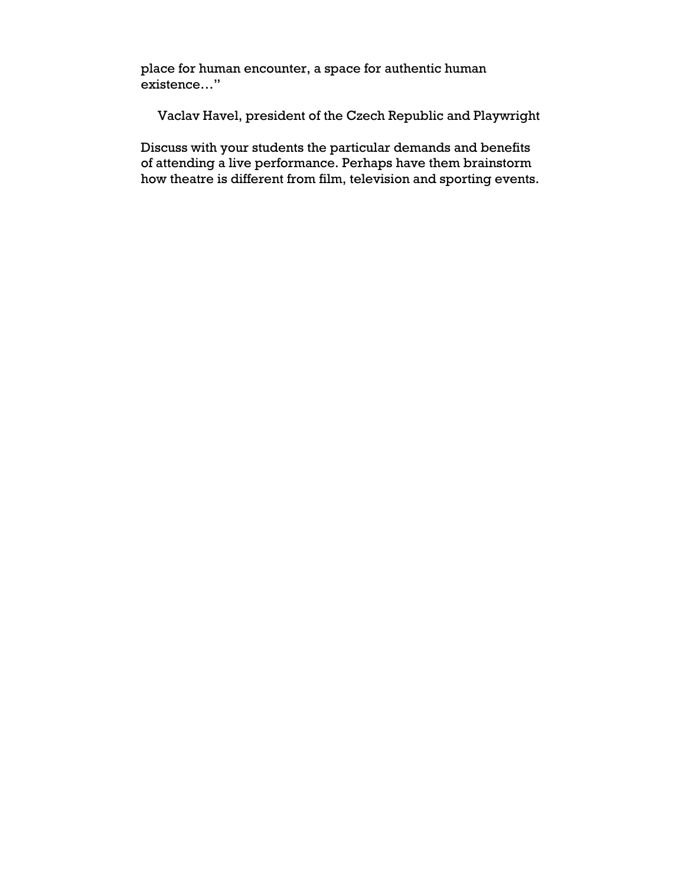place for human encounter, a space for authentic human existence…"

Vaclav Havel, president of the Czech Republic and Playwright

Discuss with your students the particular demands and benefits of attending a live performance. Perhaps have them brainstorm how theatre is different from film, television and sporting events.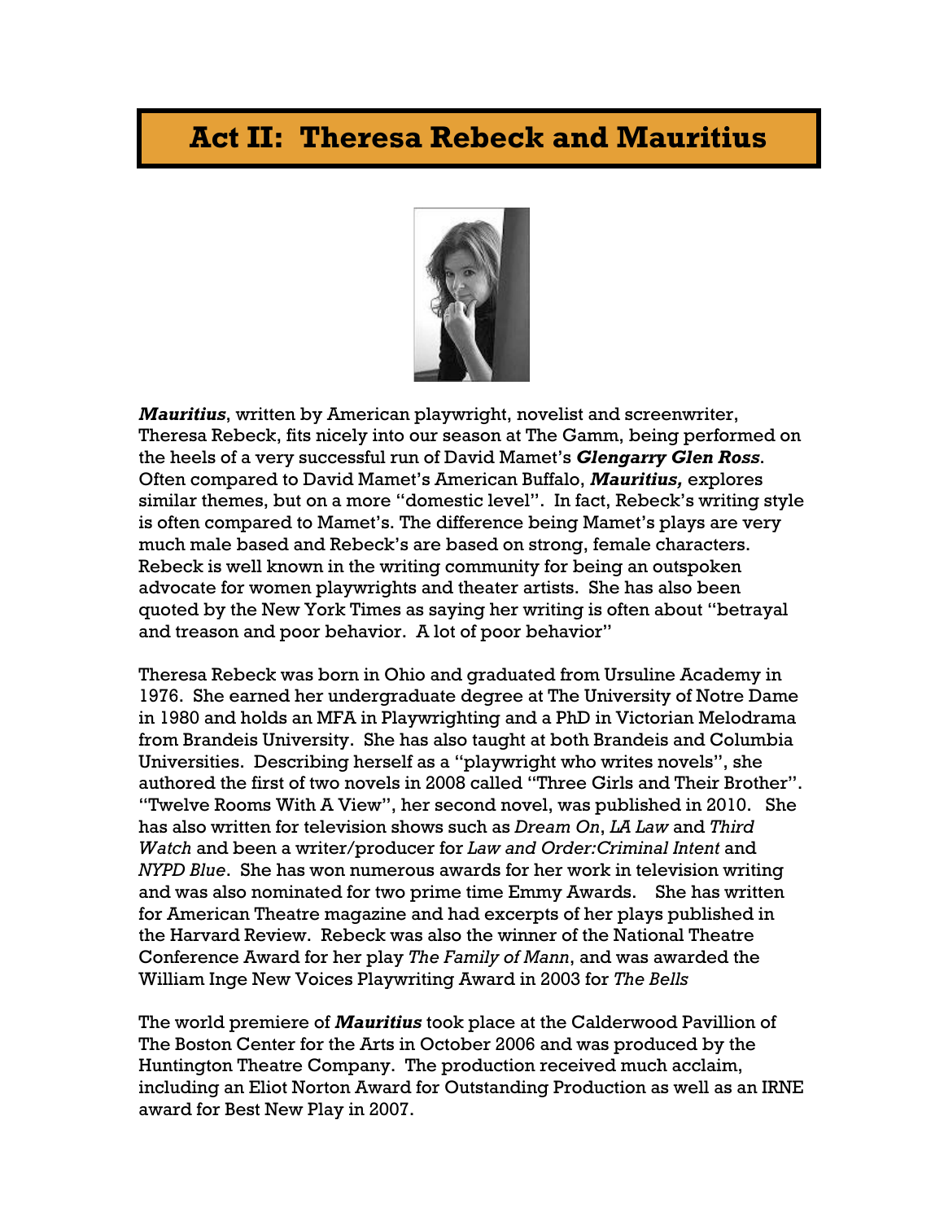# Act II: Theresa Rebeck and Mauritius

***Mauritius***, written by American playwright, novelist and screenwriter, Theresa Rebeck, fits nicely into our season at The Gamm, being performed on the heels of a very successful run of David Mamet's ***Glengarry Glen Ross***. Often compared to David Mamet's American Buffalo, ***Mauritius,*** explores similar themes, but on a more "domestic level". In fact, Rebeck's writing style is often compared to Mamet's. The difference being Mamet's plays are very much male based and Rebeck's are based on strong, female characters. Rebeck is well known in the writing community for being an outspoken advocate for women playwrights and theater artists. She has also been quoted by the New York Times as saying her writing is often about "betrayal and treason and poor behavior. A lot of poor behavior"

Theresa Rebeck was born in Ohio and graduated from Ursuline Academy in 1976. She earned her undergraduate degree at The University of Notre Dame in 1980 and holds an MFA in Playwrighting and a PhD in Victorian Melodrama from Brandeis University. She has also taught at both Brandeis and Columbia Universities. Describing herself as a "playwright who writes novels", she authored the first of two novels in 2008 called "Three Girls and Their Brother". "Twelve Rooms With A View", her second novel, was published in 2010. She has also written for television shows such as *Dream On*, *LA Law* and *Third Watch* and been a writer/producer for *Law and Order:Criminal Intent* and *NYPD Blue*. She has won numerous awards for her work in television writing and was also nominated for two prime time Emmy Awards. She has written for American Theatre magazine and had excerpts of her plays published in the Harvard Review. Rebeck was also the winner of the National Theatre Conference Award for her play *The Family of Mann*, and was awarded the William Inge New Voices Playwriting Award in 2003 for *The Bells*

The world premiere of ***Mauritius*** took place at the Calderwood Pavillion of The Boston Center for the Arts in October 2006 and was produced by the Huntington Theatre Company. The production received much acclaim, including an Eliot Norton Award for Outstanding Production as well as an IRNE award for Best New Play in 2007.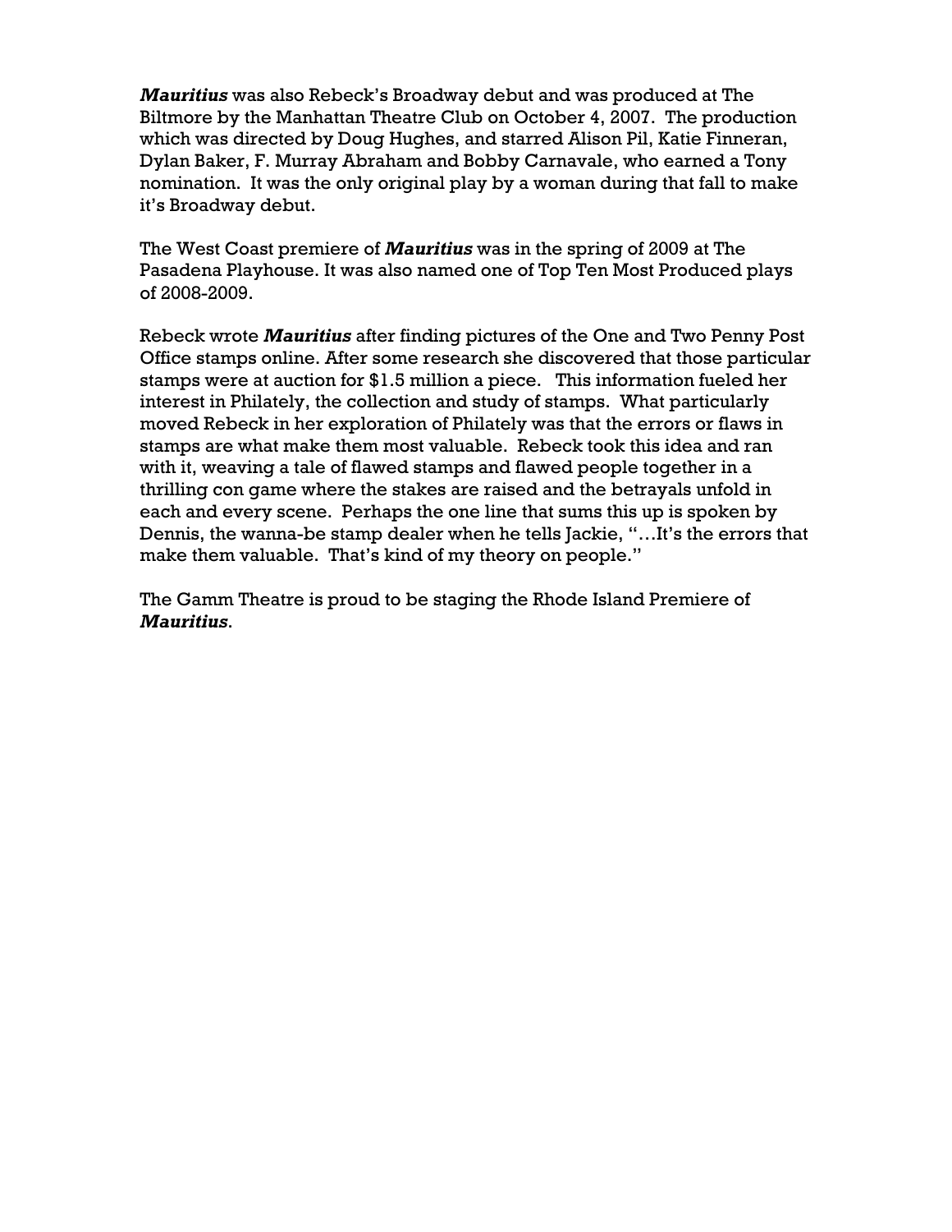***Mauritius*** was also Rebeck's Broadway debut and was produced at The Biltmore by the Manhattan Theatre Club on October 4, 2007. The production which was directed by Doug Hughes, and starred Alison Pil, Katie Finneran, Dylan Baker, F. Murray Abraham and Bobby Carnavale, who earned a Tony nomination. It was the only original play by a woman during that fall to make it's Broadway debut.

The West Coast premiere of ***Mauritius*** was in the spring of 2009 at The Pasadena Playhouse. It was also named one of Top Ten Most Produced plays of 2008-2009.

Rebeck wrote ***Mauritius*** after finding pictures of the One and Two Penny Post Office stamps online. After some research she discovered that those particular stamps were at auction for $1.5 million a piece. This information fueled her interest in Philately, the collection and study of stamps. What particularly moved Rebeck in her exploration of Philately was that the errors or flaws in stamps are what make them most valuable. Rebeck took this idea and ran with it, weaving a tale of flawed stamps and flawed people together in a thrilling con game where the stakes are raised and the betrayals unfold in each and every scene. Perhaps the one line that sums this up is spoken by Dennis, the wanna-be stamp dealer when he tells Jackie, "…It's the errors that make them valuable. That's kind of my theory on people."

The Gamm Theatre is proud to be staging the Rhode Island Premiere of ***Mauritius***.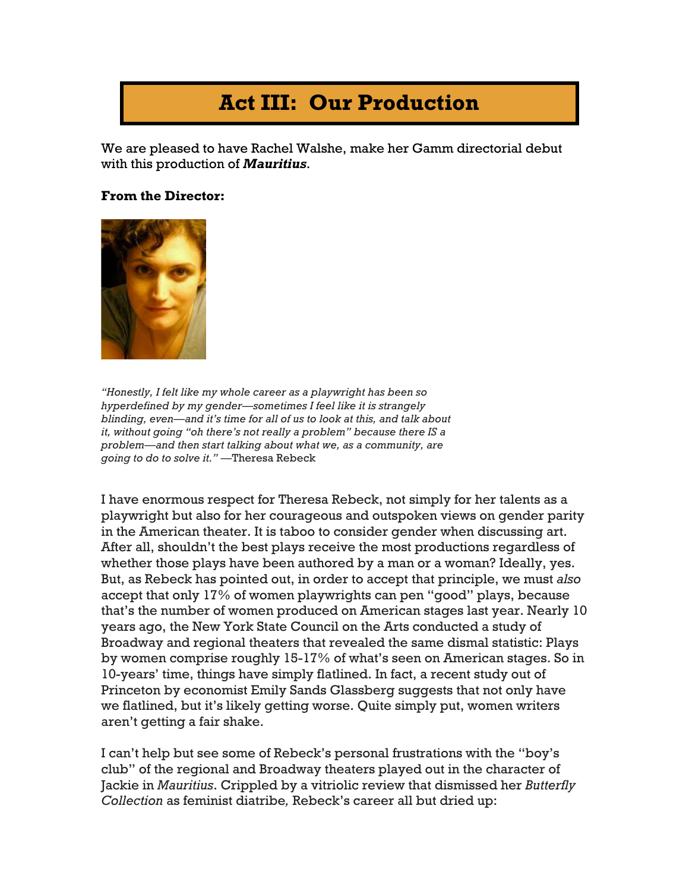# Act III: Our Production

We are pleased to have Rachel Walshe, make her Gamm directorial debut with this production of ***Mauritius***.

**From the Director:**

*"Honestly, I felt like my whole career as a playwright has been so hyperdefined by my gender—sometimes I feel like it is strangely blinding, even—and it's time for all of us to look at this, and talk about it, without going "oh there's not really a problem" because there IS a problem—and then start talking about what we, as a community, are going to do to solve it."* —Theresa Rebeck

I have enormous respect for Theresa Rebeck, not simply for her talents as a playwright but also for her courageous and outspoken views on gender parity in the American theater. It is taboo to consider gender when discussing art. After all, shouldn't the best plays receive the most productions regardless of whether those plays have been authored by a man or a woman? Ideally, yes. But, as Rebeck has pointed out, in order to accept that principle, we must *also* accept that only 17% of women playwrights can pen "good" plays, because that's the number of women produced on American stages last year. Nearly 10 years ago, the New York State Council on the Arts conducted a study of Broadway and regional theaters that revealed the same dismal statistic: Plays by women comprise roughly 15-17% of what's seen on American stages. So in 10-years' time, things have simply flatlined. In fact, a recent study out of Princeton by economist Emily Sands Glassberg suggests that not only have we flatlined, but it's likely getting worse. Quite simply put, women writers aren't getting a fair shake.

I can't help but see some of Rebeck's personal frustrations with the "boy's club" of the regional and Broadway theaters played out in the character of Jackie in *Mauritius*. Crippled by a vitriolic review that dismissed her *Butterfly Collection* as feminist diatribe*,* Rebeck's career all but dried up: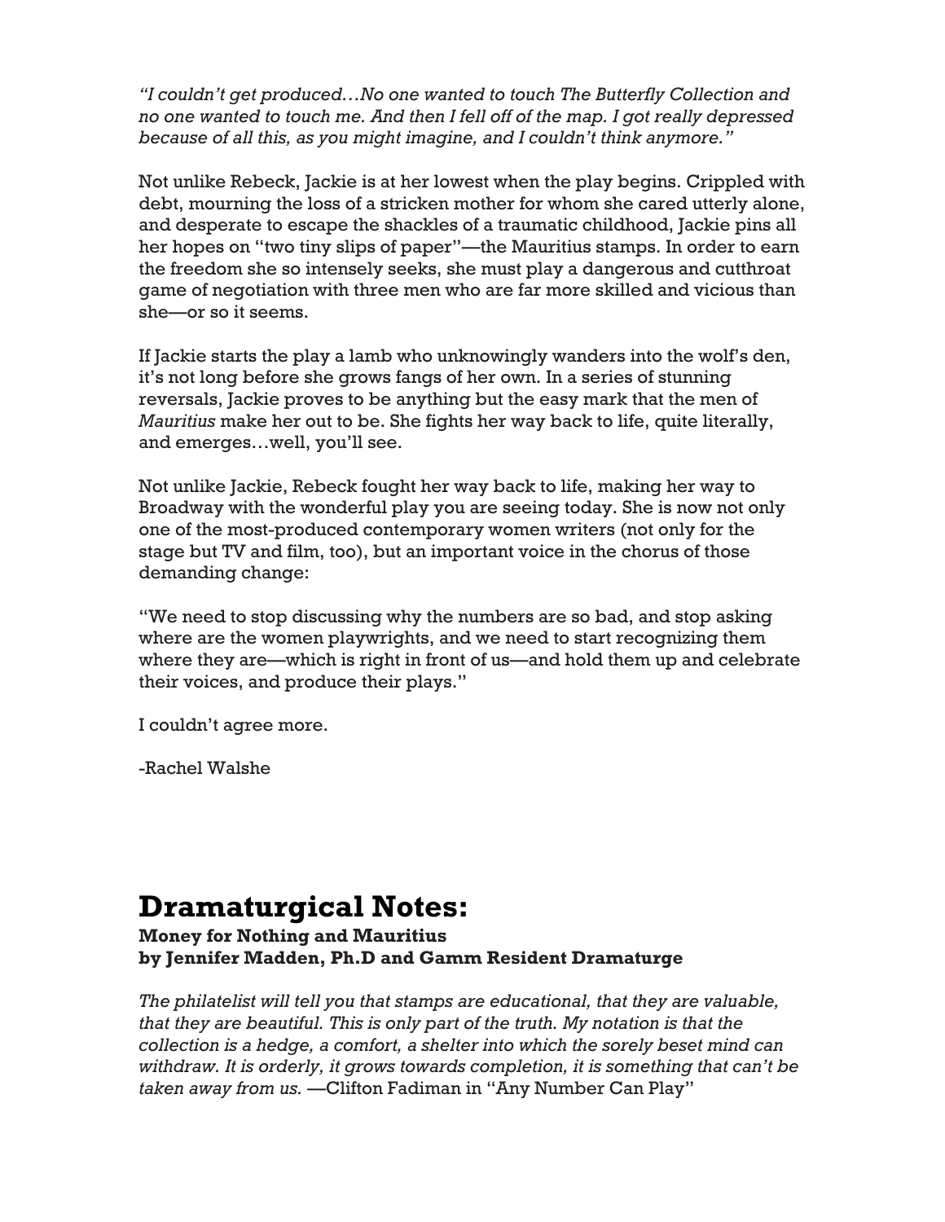*"I couldn't get produced…No one wanted to touch The Butterfly Collection and no one wanted to touch me. And then I fell off of the map. I got really depressed because of all this, as you might imagine, and I couldn't think anymore."*

Not unlike Rebeck, Jackie is at her lowest when the play begins. Crippled with debt, mourning the loss of a stricken mother for whom she cared utterly alone, and desperate to escape the shackles of a traumatic childhood, Jackie pins all her hopes on "two tiny slips of paper"—the Mauritius stamps. In order to earn the freedom she so intensely seeks, she must play a dangerous and cutthroat game of negotiation with three men who are far more skilled and vicious than she—or so it seems.

If Jackie starts the play a lamb who unknowingly wanders into the wolf's den, it's not long before she grows fangs of her own. In a series of stunning reversals, Jackie proves to be anything but the easy mark that the men of *Mauritius* make her out to be. She fights her way back to life, quite literally, and emerges…well, you'll see.

Not unlike Jackie, Rebeck fought her way back to life, making her way to Broadway with the wonderful play you are seeing today. She is now not only one of the most-produced contemporary women writers (not only for the stage but TV and film, too), but an important voice in the chorus of those demanding change:

"We need to stop discussing why the numbers are so bad, and stop asking where are the women playwrights, and we need to start recognizing them where they are—which is right in front of us—and hold them up and celebrate their voices, and produce their plays."

I couldn't agree more.

-Rachel Walshe

# Dramaturgical Notes:

**Money for Nothing and Mauritius**
**by Jennifer Madden, Ph.D and Gamm Resident Dramaturge**

*The philatelist will tell you that stamps are educational, that they are valuable, that they are beautiful. This is only part of the truth. My notation is that the collection is a hedge, a comfort, a shelter into which the sorely beset mind can withdraw. It is orderly, it grows towards completion, it is something that can't be taken away from us.* —Clifton Fadiman in "Any Number Can Play"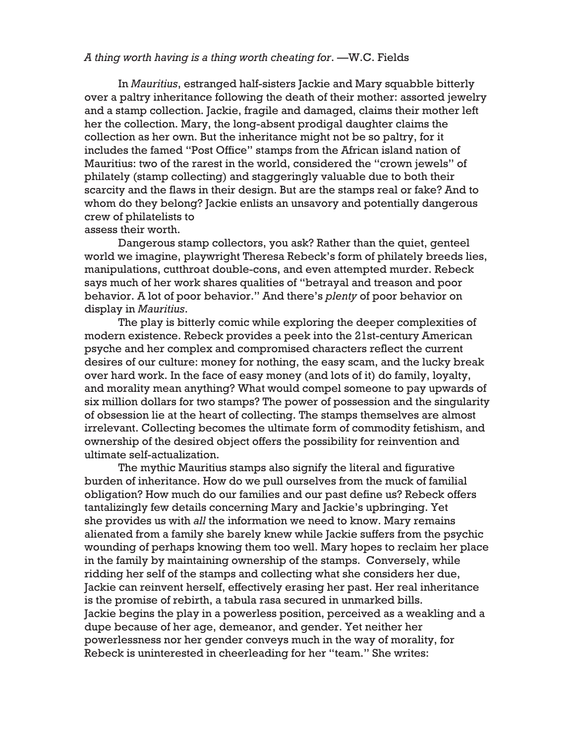*A thing worth having is a thing worth cheating for*. —W.C. Fields

In *Mauritius*, estranged half-sisters Jackie and Mary squabble bitterly over a paltry inheritance following the death of their mother: assorted jewelry and a stamp collection. Jackie, fragile and damaged, claims their mother left her the collection. Mary, the long-absent prodigal daughter claims the collection as her own. But the inheritance might not be so paltry, for it includes the famed "Post Office" stamps from the African island nation of Mauritius: two of the rarest in the world, considered the "crown jewels" of philately (stamp collecting) and staggeringly valuable due to both their scarcity and the flaws in their design. But are the stamps real or fake? And to whom do they belong? Jackie enlists an unsavory and potentially dangerous crew of philatelists to assess their worth.

Dangerous stamp collectors, you ask? Rather than the quiet, genteel world we imagine, playwright Theresa Rebeck's form of philately breeds lies, manipulations, cutthroat double-cons, and even attempted murder. Rebeck says much of her work shares qualities of "betrayal and treason and poor behavior. A lot of poor behavior." And there's *plenty* of poor behavior on display in *Mauritius*.

The play is bitterly comic while exploring the deeper complexities of modern existence. Rebeck provides a peek into the 21st-century American psyche and her complex and compromised characters reflect the current desires of our culture: money for nothing, the easy scam, and the lucky break over hard work. In the face of easy money (and lots of it) do family, loyalty, and morality mean anything? What would compel someone to pay upwards of six million dollars for two stamps? The power of possession and the singularity of obsession lie at the heart of collecting. The stamps themselves are almost irrelevant. Collecting becomes the ultimate form of commodity fetishism, and ownership of the desired object offers the possibility for reinvention and ultimate self-actualization.

The mythic Mauritius stamps also signify the literal and figurative burden of inheritance. How do we pull ourselves from the muck of familial obligation? How much do our families and our past define us? Rebeck offers tantalizingly few details concerning Mary and Jackie's upbringing. Yet she provides us with *all* the information we need to know. Mary remains alienated from a family she barely knew while Jackie suffers from the psychic wounding of perhaps knowing them too well. Mary hopes to reclaim her place in the family by maintaining ownership of the stamps. Conversely, while ridding her self of the stamps and collecting what she considers her due, Jackie can reinvent herself, effectively erasing her past. Her real inheritance is the promise of rebirth, a tabula rasa secured in unmarked bills.
Jackie begins the play in a powerless position, perceived as a weakling and a dupe because of her age, demeanor, and gender. Yet neither her powerlessness nor her gender conveys much in the way of morality, for Rebeck is uninterested in cheerleading for her "team." She writes: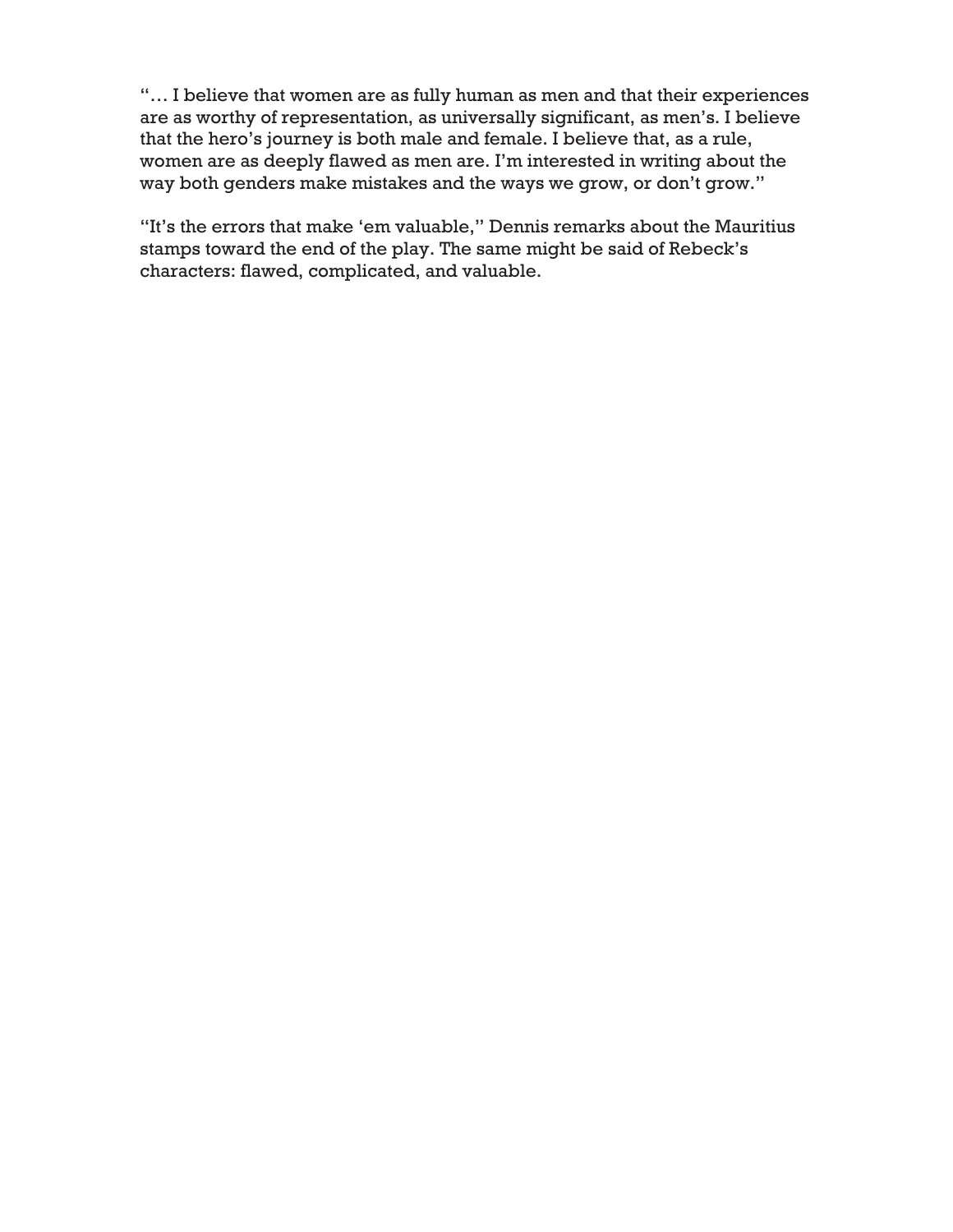"… I believe that women are as fully human as men and that their experiences are as worthy of representation, as universally significant, as men's. I believe that the hero's journey is both male and female. I believe that, as a rule, women are as deeply flawed as men are. I'm interested in writing about the way both genders make mistakes and the ways we grow, or don't grow."

"It's the errors that make 'em valuable," Dennis remarks about the Mauritius stamps toward the end of the play. The same might be said of Rebeck's characters: flawed, complicated, and valuable.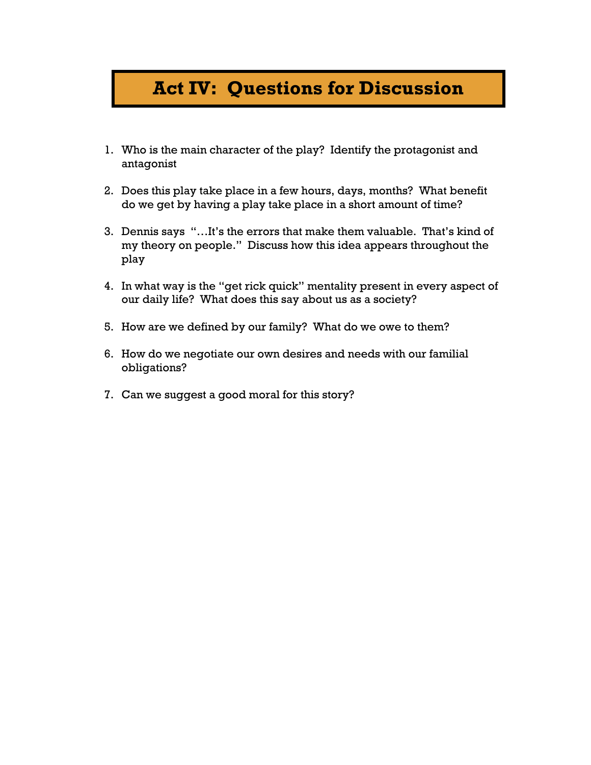# Act IV: Questions for Discussion

1. Who is the main character of the play? Identify the protagonist and antagonist
2. Does this play take place in a few hours, days, months? What benefit do we get by having a play take place in a short amount of time?
3. Dennis says "…It's the errors that make them valuable. That's kind of my theory on people." Discuss how this idea appears throughout the play
4. In what way is the "get rick quick" mentality present in every aspect of our daily life? What does this say about us as a society?
5. How are we defined by our family? What do we owe to them?
6. How do we negotiate our own desires and needs with our familial obligations?
7. Can we suggest a good moral for this story?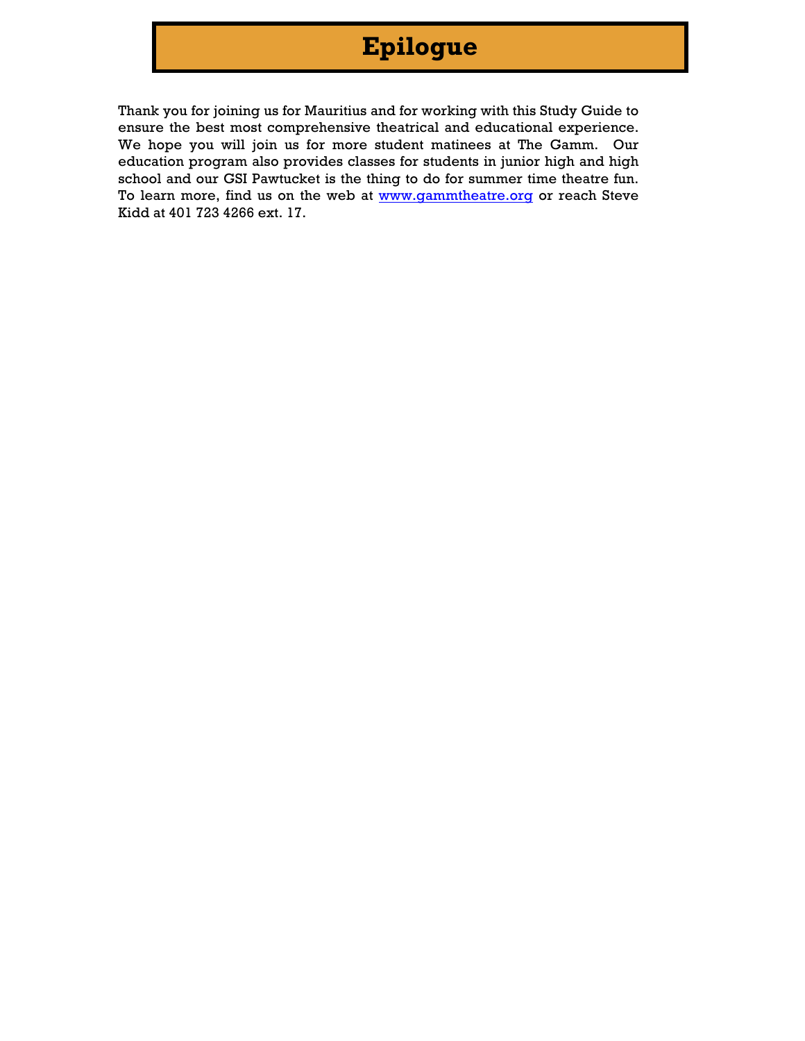# Epilogue

Thank you for joining us for Mauritius and for working with this Study Guide to ensure the best most comprehensive theatrical and educational experience. We hope you will join us for more student matinees at The Gamm. Our education program also provides classes for students in junior high and high school and our GSI Pawtucket is the thing to do for summer time theatre fun. To learn more, find us on the web at [www.gammtheatre.org](http://www.gammtheatre.org) or reach Steve Kidd at 401 723 4266 ext. 17.